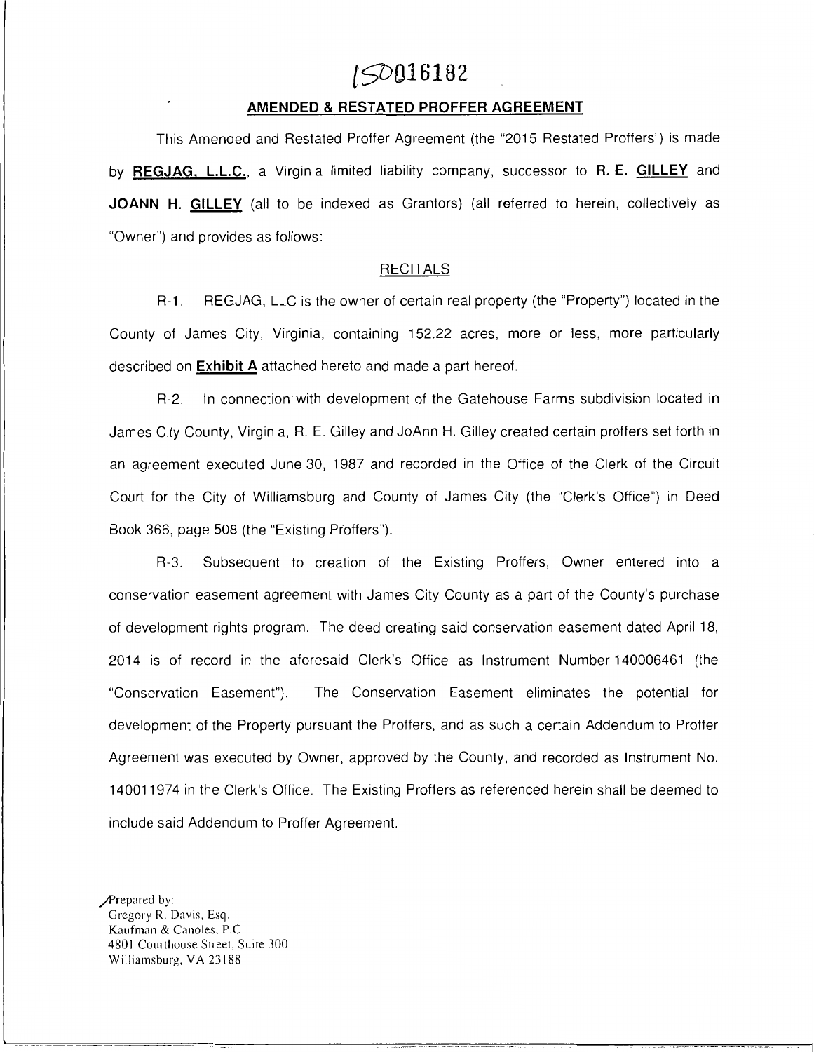150016182

## AMENDED & RESTATED PROFFER AGREEMENT

This Amended and Restated Proffer Agreement (the "2015 Restated Proffers") is made by **REGJAG, L.L.C.**, a Virginia limited liability company, successor to **R. E. GILLEY** and **JOANN H. GILLEY** (all to be indexed as Grantors) (all referred to herein, collectively as "Owner") and provides as follows:

### RECITALS

R-1. REGJAG, LLC is the owner of certain real property (the "Property") located in the County of James City, Virginia, containing 152.22 acres, more or less, more particularly described on **Exhibit A** attached hereto and made a part hereof.

R-2. In connection with development of the Gatehouse Farms subdivision located in James City County, Virginia, R. E. Gilley and JoAnn H. Gilley created certain proffers set forth in an agreement executed June 30, 1987 and recorded in the Office of the Clerk of the Circuit Court for the City of Williamsburg and County of James City (the "Clerk's Office") in Deed Book 366, page 508 (the "Existing Proffers").

R-3. Subsequent to creation of the Existing Proffers, Owner entered into a conservation easement agreement with James City County as a part of the County's purchase of development rights program. The deed creating said conservation easement dated April 18, 2014 is of record in the aforesaid Clerk's Office as Instrument Number 140006461 (the "Conservation Easement"). The Conservation Easement eliminates the potential for development of the Property pursuant the Proffers, and as such a certain Addendum to Proffer Agreement was executed by Owner, approved by the County, and recorded as Instrument No. 140011974 in the Clerk's Office. The Existing Proffers as referenced herein shall be deemed to include said Addendum to Proffer Agreement.

Prepared by:
Gregory R. Davis, Esq.
Kaufman & Canoles, P.C.
4801 Courthouse Street, Suite 300
Williamsburg, VA 23188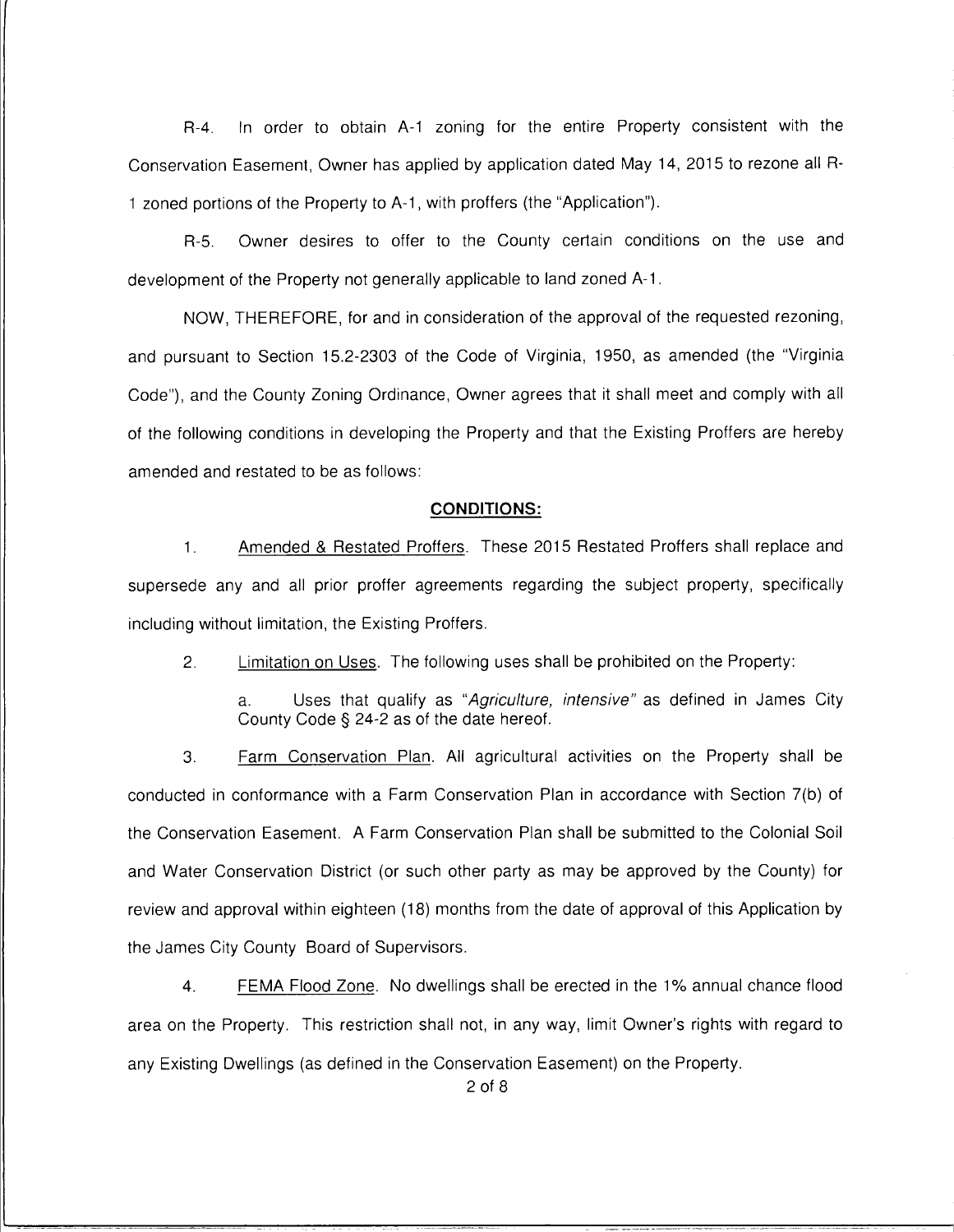R-4. In order to obtain A-1 zoning for the entire Property consistent with the Conservation Easement, Owner has applied by application dated May 14, 2015 to rezone all R-1 zoned portions of the Property to A-1, with proffers (the "Application").

R-5. Owner desires to offer to the County certain conditions on the use and development of the Property not generally applicable to land zoned A-1.

NOW, THEREFORE, for and in consideration of the approval of the requested rezoning, and pursuant to Section 15.2-2303 of the Code of Virginia, 1950, as amended (the "Virginia Code"), and the County Zoning Ordinance, Owner agrees that it shall meet and comply with all of the following conditions in developing the Property and that the Existing Proffers are hereby amended and restated to be as follows:

## CONDITIONS:

1. Amended & Restated Proffers. These 2015 Restated Proffers shall replace and supersede any and all prior proffer agreements regarding the subject property, specifically including without limitation, the Existing Proffers.

2. Limitation on Uses. The following uses shall be prohibited on the Property:

   a. Uses that qualify as "*Agriculture, intensive*" as defined in James City County Code § 24-2 as of the date hereof.

3. Farm Conservation Plan. All agricultural activities on the Property shall be conducted in conformance with a Farm Conservation Plan in accordance with Section 7(b) of the Conservation Easement. A Farm Conservation Plan shall be submitted to the Colonial Soil and Water Conservation District (or such other party as may be approved by the County) for review and approval within eighteen (18) months from the date of approval of this Application by the James City County Board of Supervisors.

4. FEMA Flood Zone. No dwellings shall be erected in the 1% annual chance flood area on the Property. This restriction shall not, in any way, limit Owner's rights with regard to any Existing Dwellings (as defined in the Conservation Easement) on the Property.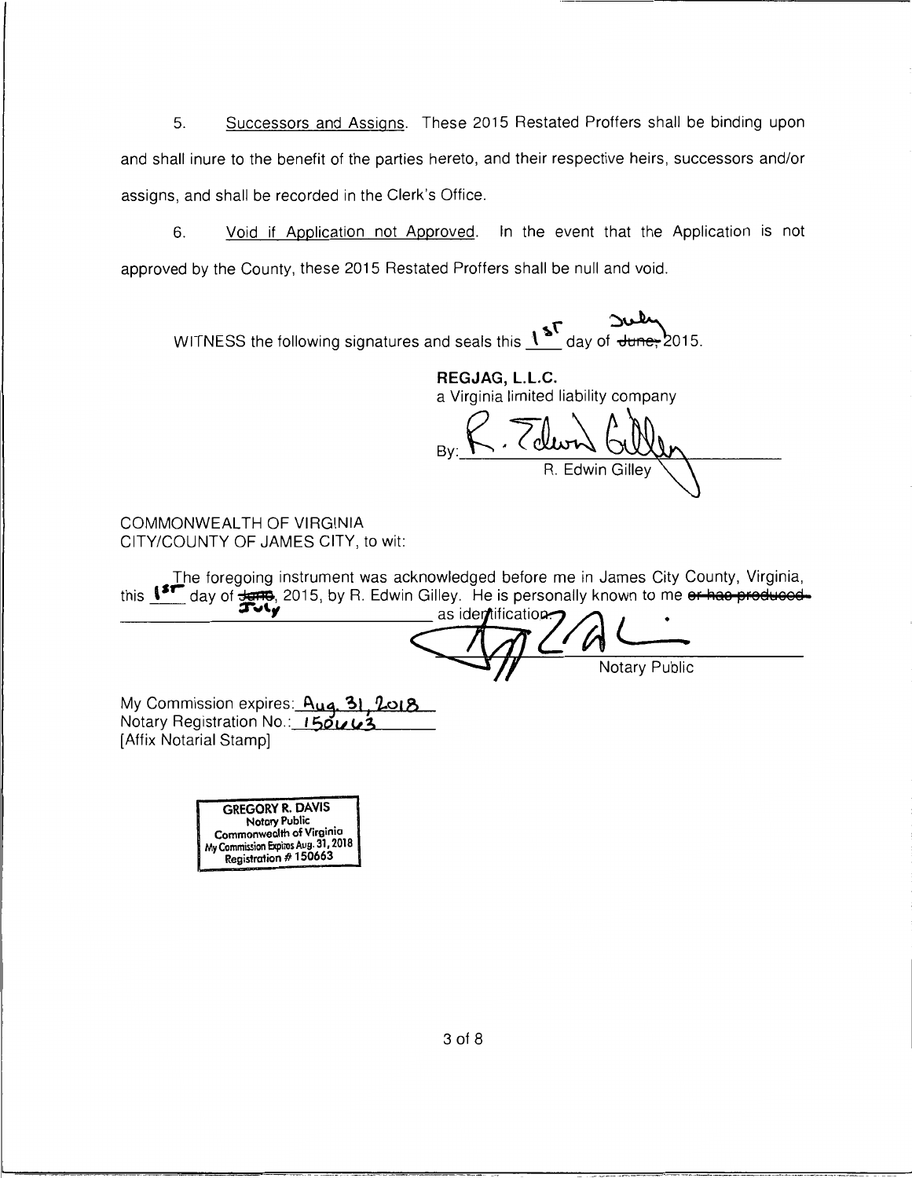5. Successors and Assigns. These 2015 Restated Proffers shall be binding upon and shall inure to the benefit of the parties hereto, and their respective heirs, successors and/or assigns, and shall be recorded in the Clerk's Office.

6. Void if Application not Approved. In the event that the Application is not approved by the County, these 2015 Restated Proffers shall be null and void.

WITNESS the following signatures and seals this 1st day of ~~June,~~ July 2015.

**REGJAG, L.L.C.**
a Virginia limited liability company

By: R. Edwin Gilley
R. Edwin Gilley

COMMONWEALTH OF VIRGINIA
CITY/COUNTY OF JAMES CITY, to wit:

The foregoing instrument was acknowledged before me in James City County, Virginia, this 1st day of ~~June~~ July, 2015, by R. Edwin Gilley. He is personally known to me ~~or has produced~~ ______________________ as identification.

______________________
Notary Public

My Commission expires: Aug. 31, 2018
Notary Registration No.: 150663
[Affix Notarial Stamp]

GREGORY R. DAVIS
Notary Public
Commonwealth of Virginia
My Commission Expires Aug. 31, 2018
Registration # 150663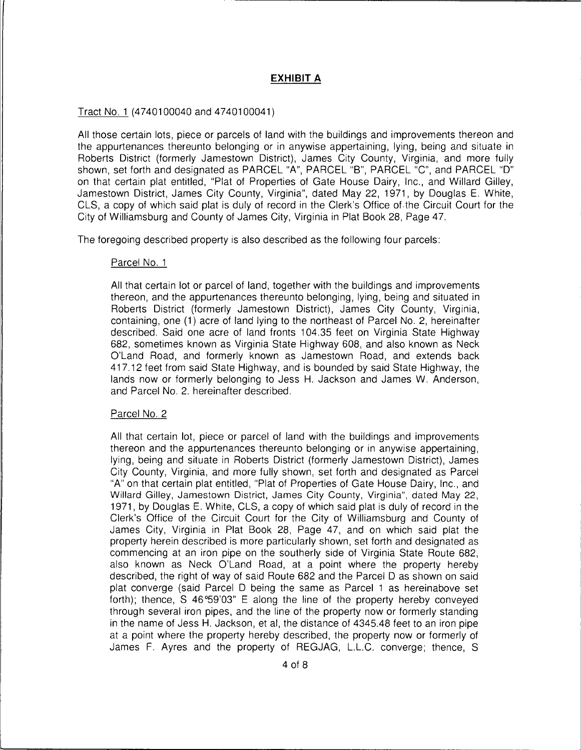## EXHIBIT A

Tract No. 1 (4740100040 and 4740100041)

All those certain lots, piece or parcels of land with the buildings and improvements thereon and the appurtenances thereunto belonging or in anywise appertaining, lying, being and situate in Roberts District (formerly Jamestown District), James City County, Virginia, and more fully shown, set forth and designated as PARCEL "A", PARCEL "B", PARCEL "C", and PARCEL "D" on that certain plat entitled, "Plat of Properties of Gate House Dairy, Inc., and Willard Gilley, Jamestown District, James City County, Virginia", dated May 22, 1971, by Douglas E. White, CLS, a copy of which said plat is duly of record in the Clerk's Office of the Circuit Court for the City of Williamsburg and County of James City, Virginia in Plat Book 28, Page 47.

The foregoing described property is also described as the following four parcels:

Parcel No. 1

All that certain lot or parcel of land, together with the buildings and improvements thereon, and the appurtenances thereunto belonging, lying, being and situated in Roberts District (formerly Jamestown District), James City County, Virginia, containing, one (1) acre of land lying to the northeast of Parcel No. 2, hereinafter described. Said one acre of land fronts 104.35 feet on Virginia State Highway 682, sometimes known as Virginia State Highway 608, and also known as Neck O'Land Road, and formerly known as Jamestown Road, and extends back 417.12 feet from said State Highway, and is bounded by said State Highway, the lands now or formerly belonging to Jess H. Jackson and James W. Anderson, and Parcel No. 2. hereinafter described.

Parcel No. 2

All that certain lot, piece or parcel of land with the buildings and improvements thereon and the appurtenances thereunto belonging or in anywise appertaining, lying, being and situate in Roberts District (formerly Jamestown District), James City County, Virginia, and more fully shown, set forth and designated as Parcel "A" on that certain plat entitled, "Plat of Properties of Gate House Dairy, Inc., and Willard Gilley, Jamestown District, James City County, Virginia", dated May 22, 1971, by Douglas E. White, CLS, a copy of which said plat is duly of record in the Clerk's Office of the Circuit Court for the City of Williamsburg and County of James City, Virginia in Plat Book 28, Page 47, and on which said plat the property herein described is more particularly shown, set forth and designated as commencing at an iron pipe on the southerly side of Virginia State Route 682, also known as Neck O'Land Road, at a point where the property hereby described, the right of way of said Route 682 and the Parcel D as shown on said plat converge (said Parcel D being the same as Parcel 1 as hereinabove set forth); thence, S 46°59'03" E along the line of the property hereby conveyed through several iron pipes, and the line of the property now or formerly standing in the name of Jess H. Jackson, et al, the distance of 4345.48 feet to an iron pipe at a point where the property hereby described, the property now or formerly of James F. Ayres and the property of REGJAG, L.L.C. converge; thence, S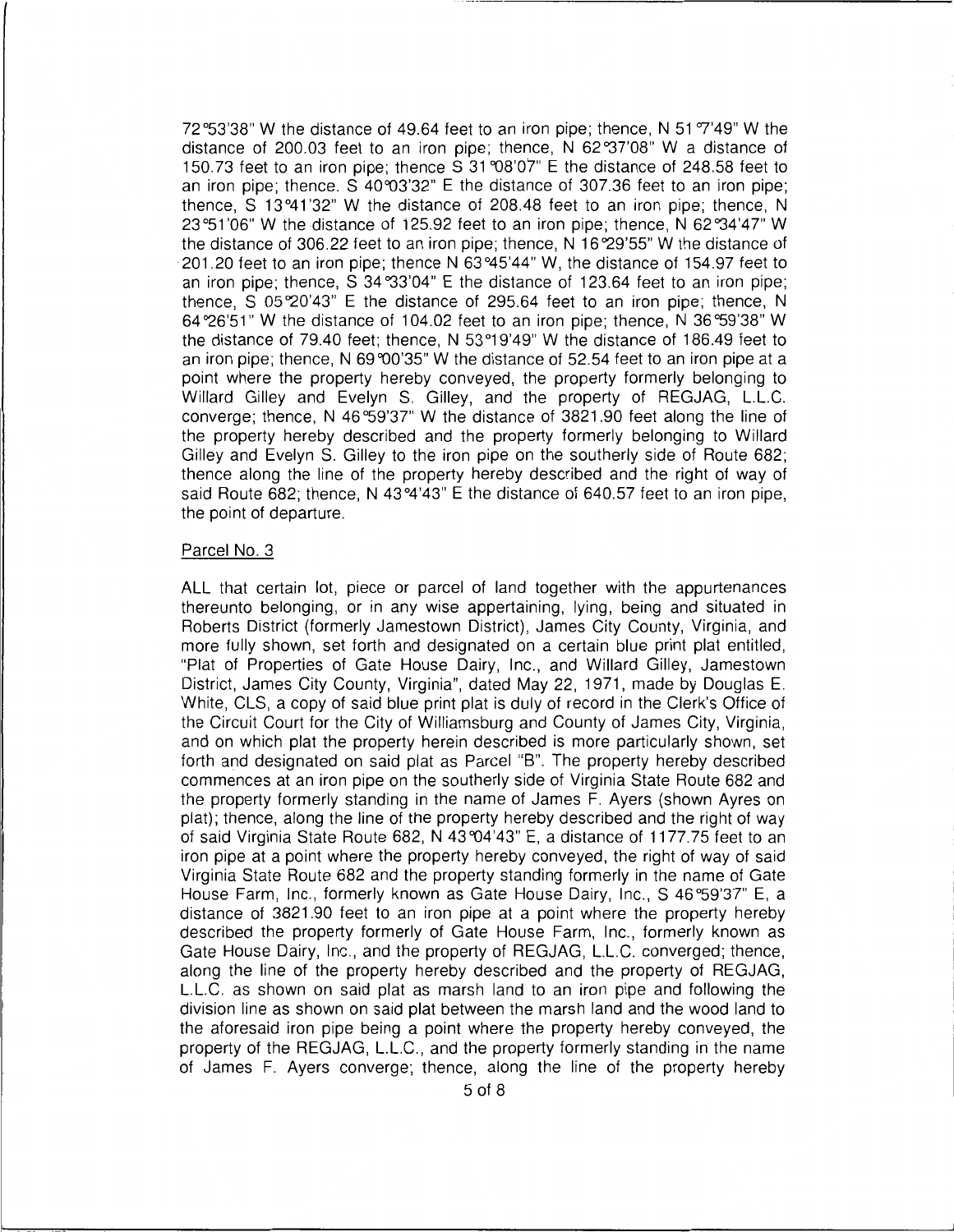72°53'38" W the distance of 49.64 feet to an iron pipe; thence, N 51°7'49" W the distance of 200.03 feet to an iron pipe; thence, N 62°37'08" W a distance of 150.73 feet to an iron pipe; thence S 31°08'07" E the distance of 248.58 feet to an iron pipe; thence. S 40°03'32" E the distance of 307.36 feet to an iron pipe; thence, S 13°41'32" W the distance of 208.48 feet to an iron pipe; thence, N 23°51'06" W the distance of 125.92 feet to an iron pipe; thence, N 62°34'47" W the distance of 306.22 feet to an iron pipe; thence, N 16°29'55" W the distance of 201.20 feet to an iron pipe; thence N 63°45'44" W, the distance of 154.97 feet to an iron pipe; thence, S 34°33'04" E the distance of 123.64 feet to an iron pipe; thence, S 05°20'43" E the distance of 295.64 feet to an iron pipe; thence, N 64°26'51" W the distance of 104.02 feet to an iron pipe; thence, N 36°59'38" W the distance of 79.40 feet; thence, N 53°19'49" W the distance of 186.49 feet to an iron pipe; thence, N 69°00'35" W the distance of 52.54 feet to an iron pipe at a point where the property hereby conveyed, the property formerly belonging to Willard Gilley and Evelyn S. Gilley, and the property of REGJAG, L.L.C. converge; thence, N 46°59'37" W the distance of 3821.90 feet along the line of the property hereby described and the property formerly belonging to Willard Gilley and Evelyn S. Gilley to the iron pipe on the southerly side of Route 682; thence along the line of the property hereby described and the right of way of said Route 682; thence, N 43°4'43" E the distance of 640.57 feet to an iron pipe, the point of departure.

Parcel No. 3

ALL that certain lot, piece or parcel of land together with the appurtenances thereunto belonging, or in any wise appertaining, lying, being and situated in Roberts District (formerly Jamestown District), James City County, Virginia, and more fully shown, set forth and designated on a certain blue print plat entitled, "Plat of Properties of Gate House Dairy, Inc., and Willard Gilley, Jamestown District, James City County, Virginia", dated May 22, 1971, made by Douglas E. White, CLS, a copy of said blue print plat is duly of record in the Clerk's Office of the Circuit Court for the City of Williamsburg and County of James City, Virginia, and on which plat the property herein described is more particularly shown, set forth and designated on said plat as Parcel "B". The property hereby described commences at an iron pipe on the southerly side of Virginia State Route 682 and the property formerly standing in the name of James F. Ayers (shown Ayres on plat); thence, along the line of the property hereby described and the right of way of said Virginia State Route 682, N 43°04'43" E, a distance of 1177.75 feet to an iron pipe at a point where the property hereby conveyed, the right of way of said Virginia State Route 682 and the property standing formerly in the name of Gate House Farm, Inc., formerly known as Gate House Dairy, Inc., S 46°59'37" E, a distance of 3821.90 feet to an iron pipe at a point where the property hereby described the property formerly of Gate House Farm, Inc., formerly known as Gate House Dairy, Inc., and the property of REGJAG, L.L.C. converged; thence, along the line of the property hereby described and the property of REGJAG, L.L.C. as shown on said plat as marsh land to an iron pipe and following the division line as shown on said plat between the marsh land and the wood land to the aforesaid iron pipe being a point where the property hereby conveyed, the property of the REGJAG, L.L.C., and the property formerly standing in the name of James F. Ayers converge; thence, along the line of the property hereby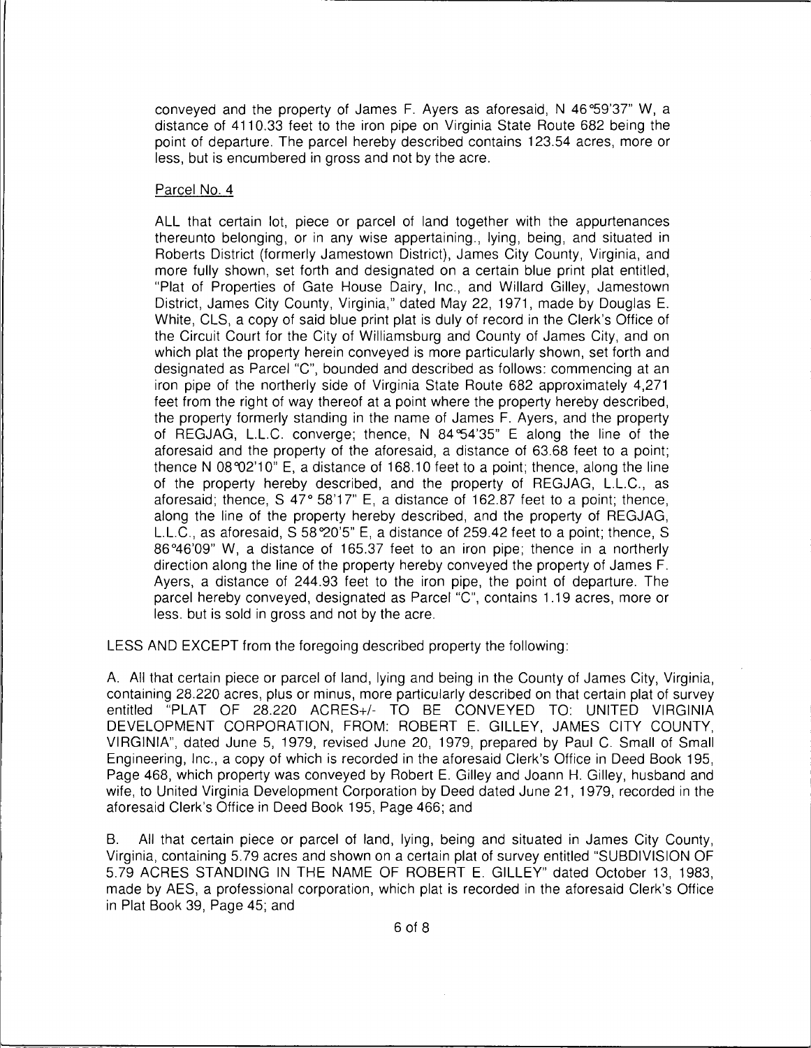conveyed and the property of James F. Ayers as aforesaid, N 46°59'37" W, a distance of 4110.33 feet to the iron pipe on Virginia State Route 682 being the point of departure. The parcel hereby described contains 123.54 acres, more or less, but is encumbered in gross and not by the acre.

Parcel No. 4

ALL that certain lot, piece or parcel of land together with the appurtenances thereunto belonging, or in any wise appertaining., lying, being, and situated in Roberts District (formerly Jamestown District), James City County, Virginia, and more fully shown, set forth and designated on a certain blue print plat entitled, "Plat of Properties of Gate House Dairy, Inc., and Willard Gilley, Jamestown District, James City County, Virginia," dated May 22, 1971, made by Douglas E. White, CLS, a copy of said blue print plat is duly of record in the Clerk's Office of the Circuit Court for the City of Williamsburg and County of James City, and on which plat the property herein conveyed is more particularly shown, set forth and designated as Parcel "C", bounded and described as follows: commencing at an iron pipe of the northerly side of Virginia State Route 682 approximately 4,271 feet from the right of way thereof at a point where the property hereby described, the property formerly standing in the name of James F. Ayers, and the property of REGJAG, L.L.C. converge; thence, N 84°54'35" E along the line of the aforesaid and the property of the aforesaid, a distance of 63.68 feet to a point; thence N 08°02'10" E, a distance of 168.10 feet to a point; thence, along the line of the property hereby described, and the property of REGJAG, L.L.C., as aforesaid; thence, S 47° 58'17" E, a distance of 162.87 feet to a point; thence, along the line of the property hereby described, and the property of REGJAG, L.L.C., as aforesaid, S 58°20'5" E, a distance of 259.42 feet to a point; thence, S 86°46'09" W, a distance of 165.37 feet to an iron pipe; thence in a northerly direction along the line of the property hereby conveyed the property of James F. Ayers, a distance of 244.93 feet to the iron pipe, the point of departure. The parcel hereby conveyed, designated as Parcel "C", contains 1.19 acres, more or less. but is sold in gross and not by the acre.

LESS AND EXCEPT from the foregoing described property the following:

A. All that certain piece or parcel of land, lying and being in the County of James City, Virginia, containing 28.220 acres, plus or minus, more particularly described on that certain plat of survey entitled "PLAT OF 28.220 ACRES+/- TO BE CONVEYED TO: UNITED VIRGINIA DEVELOPMENT CORPORATION, FROM: ROBERT E. GILLEY, JAMES CITY COUNTY, VIRGINIA", dated June 5, 1979, revised June 20, 1979, prepared by Paul C. Small of Small Engineering, Inc., a copy of which is recorded in the aforesaid Clerk's Office in Deed Book 195, Page 468, which property was conveyed by Robert E. Gilley and Joann H. Gilley, husband and wife, to United Virginia Development Corporation by Deed dated June 21, 1979, recorded in the aforesaid Clerk's Office in Deed Book 195, Page 466; and

B. All that certain piece or parcel of land, lying, being and situated in James City County, Virginia, containing 5.79 acres and shown on a certain plat of survey entitled "SUBDIVISION OF 5.79 ACRES STANDING IN THE NAME OF ROBERT E. GILLEY" dated October 13, 1983, made by AES, a professional corporation, which plat is recorded in the aforesaid Clerk's Office in Plat Book 39, Page 45; and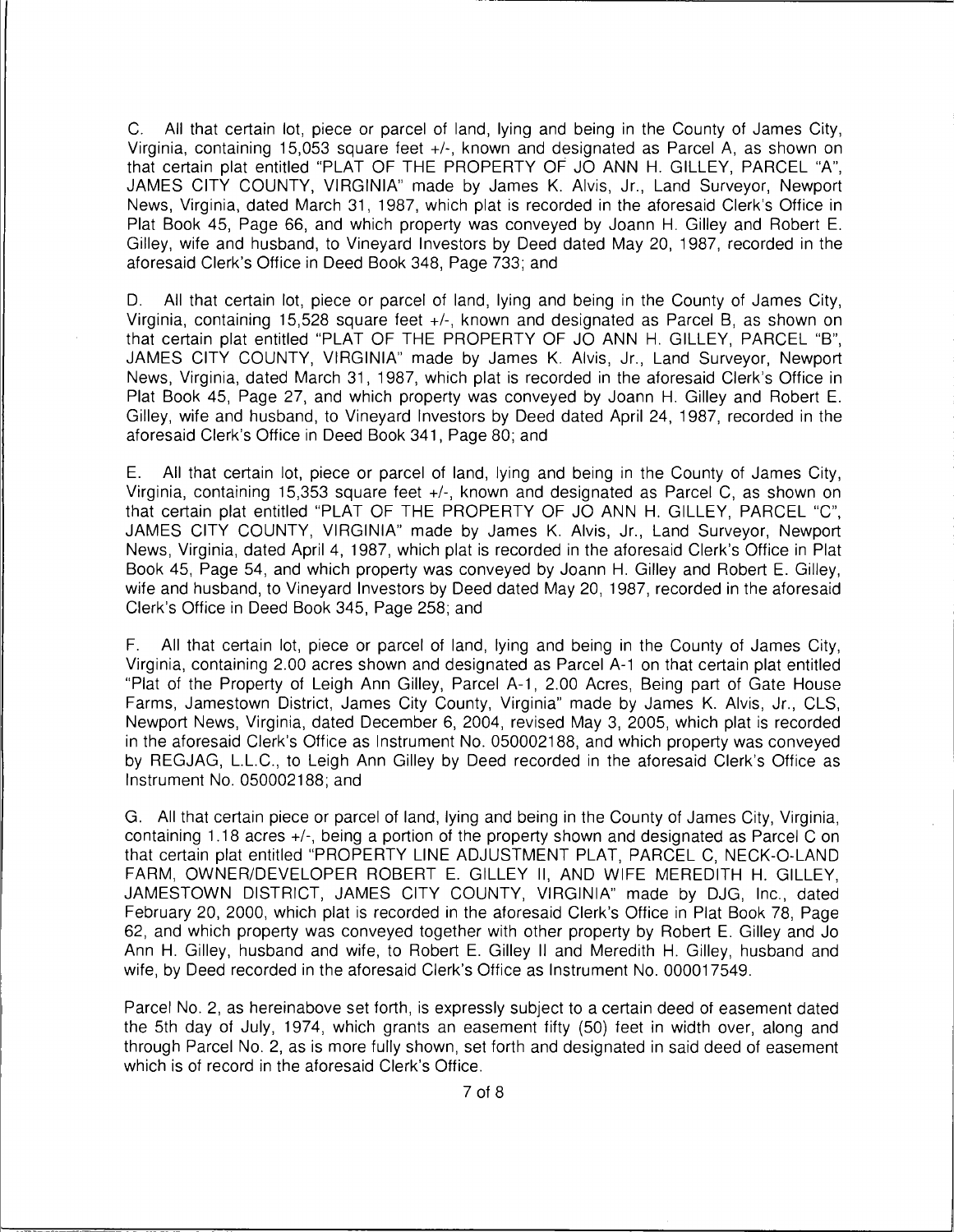C. All that certain lot, piece or parcel of land, lying and being in the County of James City, Virginia, containing 15,053 square feet +/-, known and designated as Parcel A, as shown on that certain plat entitled "PLAT OF THE PROPERTY OF JO ANN H. GILLEY, PARCEL "A", JAMES CITY COUNTY, VIRGINIA" made by James K. Alvis, Jr., Land Surveyor, Newport News, Virginia, dated March 31, 1987, which plat is recorded in the aforesaid Clerk's Office in Plat Book 45, Page 66, and which property was conveyed by Joann H. Gilley and Robert E. Gilley, wife and husband, to Vineyard Investors by Deed dated May 20, 1987, recorded in the aforesaid Clerk's Office in Deed Book 348, Page 733; and

D. All that certain lot, piece or parcel of land, lying and being in the County of James City, Virginia, containing 15,528 square feet +/-, known and designated as Parcel B, as shown on that certain plat entitled "PLAT OF THE PROPERTY OF JO ANN H. GILLEY, PARCEL "B", JAMES CITY COUNTY, VIRGINIA" made by James K. Alvis, Jr., Land Surveyor, Newport News, Virginia, dated March 31, 1987, which plat is recorded in the aforesaid Clerk's Office in Plat Book 45, Page 27, and which property was conveyed by Joann H. Gilley and Robert E. Gilley, wife and husband, to Vineyard Investors by Deed dated April 24, 1987, recorded in the aforesaid Clerk's Office in Deed Book 341, Page 80; and

E. All that certain lot, piece or parcel of land, lying and being in the County of James City, Virginia, containing 15,353 square feet +/-, known and designated as Parcel C, as shown on that certain plat entitled "PLAT OF THE PROPERTY OF JO ANN H. GILLEY, PARCEL "C", JAMES CITY COUNTY, VIRGINIA" made by James K. Alvis, Jr., Land Surveyor, Newport News, Virginia, dated April 4, 1987, which plat is recorded in the aforesaid Clerk's Office in Plat Book 45, Page 54, and which property was conveyed by Joann H. Gilley and Robert E. Gilley, wife and husband, to Vineyard Investors by Deed dated May 20, 1987, recorded in the aforesaid Clerk's Office in Deed Book 345, Page 258; and

F. All that certain lot, piece or parcel of land, lying and being in the County of James City, Virginia, containing 2.00 acres shown and designated as Parcel A-1 on that certain plat entitled "Plat of the Property of Leigh Ann Gilley, Parcel A-1, 2.00 Acres, Being part of Gate House Farms, Jamestown District, James City County, Virginia" made by James K. Alvis, Jr., CLS, Newport News, Virginia, dated December 6, 2004, revised May 3, 2005, which plat is recorded in the aforesaid Clerk's Office as Instrument No. 050002188, and which property was conveyed by REGJAG, L.L.C., to Leigh Ann Gilley by Deed recorded in the aforesaid Clerk's Office as Instrument No. 050002188; and

G. All that certain piece or parcel of land, lying and being in the County of James City, Virginia, containing 1.18 acres +/-, being a portion of the property shown and designated as Parcel C on that certain plat entitled "PROPERTY LINE ADJUSTMENT PLAT, PARCEL C, NECK-O-LAND FARM, OWNER/DEVELOPER ROBERT E. GILLEY II, AND WIFE MEREDITH H. GILLEY, JAMESTOWN DISTRICT, JAMES CITY COUNTY, VIRGINIA" made by DJG, Inc., dated February 20, 2000, which plat is recorded in the aforesaid Clerk's Office in Plat Book 78, Page 62, and which property was conveyed together with other property by Robert E. Gilley and Jo Ann H. Gilley, husband and wife, to Robert E. Gilley II and Meredith H. Gilley, husband and wife, by Deed recorded in the aforesaid Clerk's Office as Instrument No. 000017549.

Parcel No. 2, as hereinabove set forth, is expressly subject to a certain deed of easement dated the 5th day of July, 1974, which grants an easement fifty (50) feet in width over, along and through Parcel No. 2, as is more fully shown, set forth and designated in said deed of easement which is of record in the aforesaid Clerk's Office.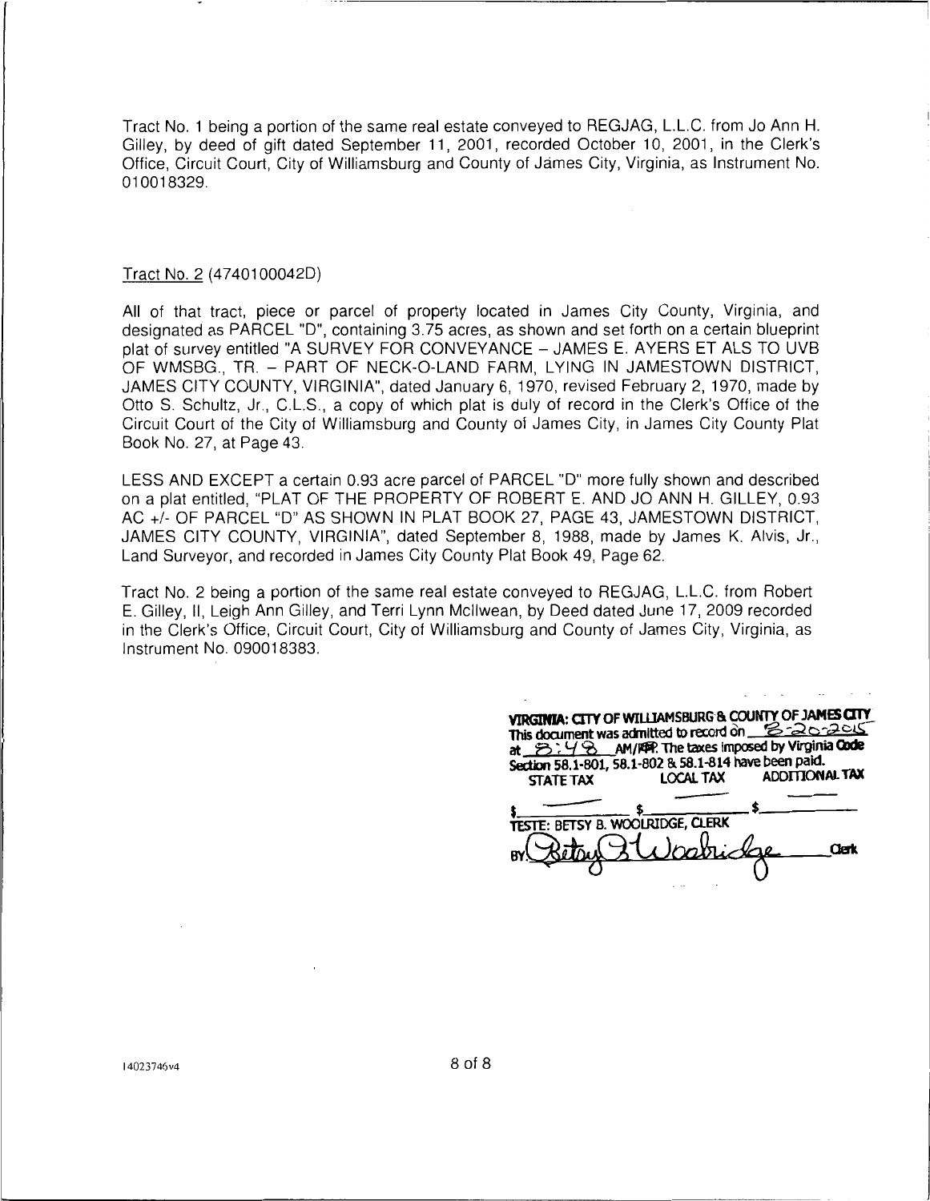Tract No. 1 being a portion of the same real estate conveyed to REGJAG, L.L.C. from Jo Ann H. Gilley, by deed of gift dated September 11, 2001, recorded October 10, 2001, in the Clerk's Office, Circuit Court, City of Williamsburg and County of James City, Virginia, as Instrument No. 010018329.

Tract No. 2 (4740100042D)

All of that tract, piece or parcel of property located in James City County, Virginia, and designated as PARCEL "D", containing 3.75 acres, as shown and set forth on a certain blueprint plat of survey entitled "A SURVEY FOR CONVEYANCE – JAMES E. AYERS ET ALS TO UVB OF WMSBG., TR. – PART OF NECK-O-LAND FARM, LYING IN JAMESTOWN DISTRICT, JAMES CITY COUNTY, VIRGINIA", dated January 6, 1970, revised February 2, 1970, made by Otto S. Schultz, Jr., C.L.S., a copy of which plat is duly of record in the Clerk's Office of the Circuit Court of the City of Williamsburg and County of James City, in James City County Plat Book No. 27, at Page 43.

LESS AND EXCEPT a certain 0.93 acre parcel of PARCEL "D" more fully shown and described on a plat entitled, "PLAT OF THE PROPERTY OF ROBERT E. AND JO ANN H. GILLEY, 0.93 AC +/- OF PARCEL "D" AS SHOWN IN PLAT BOOK 27, PAGE 43, JAMESTOWN DISTRICT, JAMES CITY COUNTY, VIRGINIA", dated September 8, 1988, made by James K. Alvis, Jr., Land Surveyor, and recorded in James City County Plat Book 49, Page 62.

Tract No. 2 being a portion of the same real estate conveyed to REGJAG, L.L.C. from Robert E. Gilley, II, Leigh Ann Gilley, and Terri Lynn McIlwean, by Deed dated June 17, 2009 recorded in the Clerk's Office, Circuit Court, City of Williamsburg and County of James City, Virginia, as Instrument No. 090018383.

**VIRGINIA: CITY OF WILLIAMSBURG & COUNTY OF JAMES CITY**
This document was admitted to record on 8-20-2015
at 8:48 AM/PM. The taxes imposed by Virginia Code Section 58.1-801, 58.1-802 & 58.1-814 have been paid.

| STATE TAX | LOCAL TAX | ADDITIONAL TAX |
|---|---|---|
| $ ——— | $ ——— | $ ——— |

TESTE: BETSY B. WOOLRIDGE, CLERK
BY: Betsy B. Woolridge Clerk

14023746v4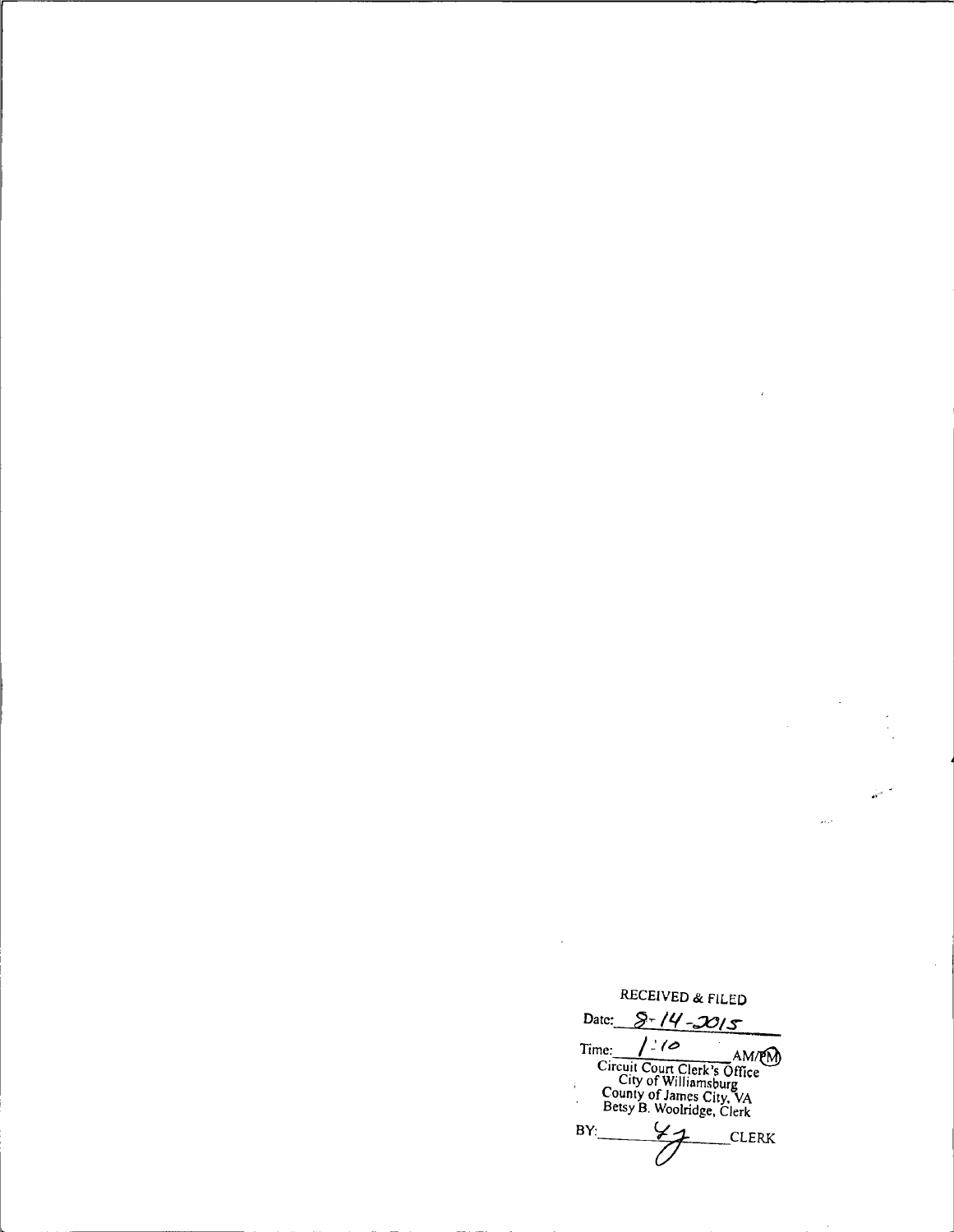RECEIVED & FILED

Date: 8-14-2015

Time: 1:10 AM/PM

Circuit Court Clerk's Office
City of Williamsburg
County of James City, VA
Betsy B. Woolridge, Clerk

BY: ______ CLERK